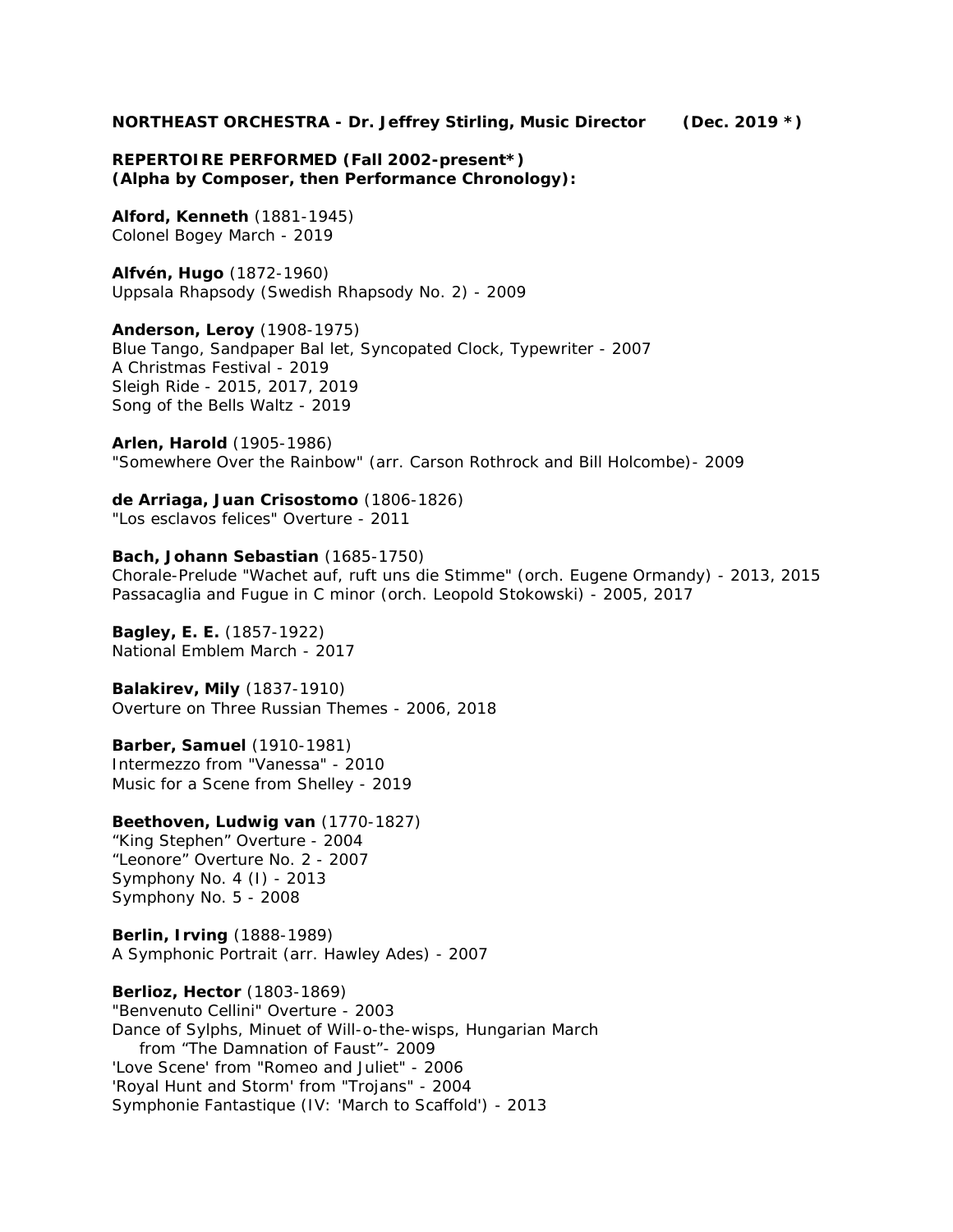**NORTHEAST ORCHESTRA - Dr. Jeffrey Stirling, Music Director (Dec. 2019 *)**

**REPERTOIRE PERFORMED (Fall 2002-present*)**
**(Alpha by Composer, then Performance Chronology):**

**Alford, Kenneth** (1881-1945)
Colonel Bogey March - 2019

**Alfvén, Hugo** (1872-1960)
Uppsala Rhapsody (Swedish Rhapsody No. 2) - 2009

**Anderson, Leroy** (1908-1975)
Blue Tango, Sandpaper Bal let, Syncopated Clock, Typewriter - 2007
A Christmas Festival - 2019
Sleigh Ride - 2015, 2017, 2019
Song of the Bells Waltz - 2019

**Arlen, Harold** (1905-1986)
"Somewhere Over the Rainbow" (arr. Carson Rothrock and Bill Holcombe)- 2009

**de Arriaga, Juan Crisostomo** (1806-1826)
"Los esclavos felices" Overture - 2011

**Bach, Johann Sebastian** (1685-1750)
Chorale-Prelude "Wachet auf, ruft uns die Stimme" (orch. Eugene Ormandy) - 2013, 2015
Passacaglia and Fugue in C minor (orch. Leopold Stokowski) - 2005, 2017

**Bagley, E. E.** (1857-1922)
National Emblem March - 2017

**Balakirev, Mily** (1837-1910)
Overture on Three Russian Themes - 2006, 2018

**Barber, Samuel** (1910-1981)
Intermezzo from "Vanessa" - 2010
Music for a Scene from Shelley - 2019

**Beethoven, Ludwig van** (1770-1827)
"King Stephen" Overture - 2004
"Leonore" Overture No. 2 - 2007
Symphony No. 4 (I) - 2013
Symphony No. 5 - 2008

**Berlin, Irving** (1888-1989)
A Symphonic Portrait (arr. Hawley Ades) - 2007

**Berlioz, Hector** (1803-1869)
"Benvenuto Cellini" Overture - 2003
Dance of Sylphs, Minuet of Will-o-the-wisps, Hungarian March
from "The Damnation of Faust"- 2009
'Love Scene' from "Romeo and Juliet" - 2006
'Royal Hunt and Storm' from "Trojans" - 2004
Symphonie Fantastique (IV: 'March to Scaffold') - 2013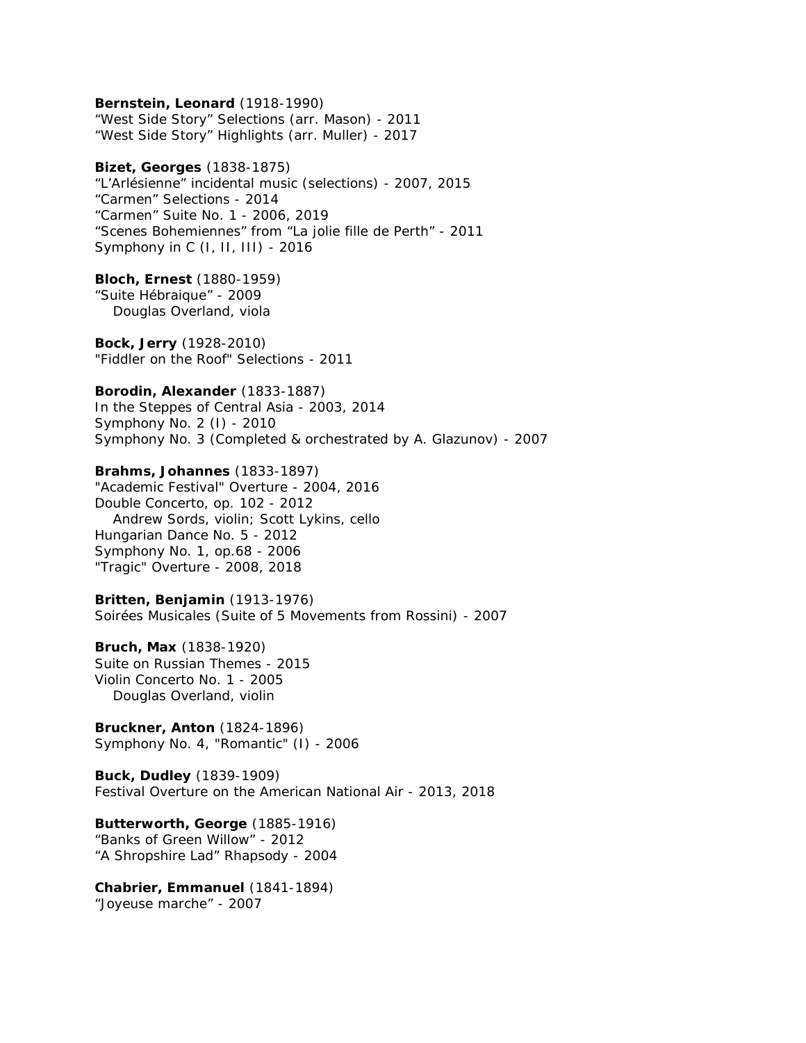**Bernstein, Leonard** (1918-1990)
“West Side Story” Selections (arr. Mason) - 2011
“West Side Story” Highlights (arr. Muller) - 2017

**Bizet, Georges** (1838-1875)
“L’Arlésienne” incidental music (selections) - 2007, 2015
“Carmen” Selections - 2014
“Carmen” Suite No. 1 - 2006, 2019
“Scenes Bohemiennes” from “La jolie fille de Perth” - 2011
Symphony in C (I, II, III) - 2016

**Bloch, Ernest** (1880-1959)
“Suite Hébraique” - 2009
Douglas Overland, viola

**Bock, Jerry** (1928-2010)
"Fiddler on the Roof" Selections - 2011

**Borodin, Alexander** (1833-1887)
In the Steppes of Central Asia - 2003, 2014
Symphony No. 2 (I) - 2010
Symphony No. 3 (Completed & orchestrated by A. Glazunov) - 2007

**Brahms, Johannes** (1833-1897)
"Academic Festival" Overture - 2004, 2016
Double Concerto, op. 102 - 2012
Andrew Sords, violin; Scott Lykins, cello
Hungarian Dance No. 5 - 2012
Symphony No. 1, op.68 - 2006
"Tragic" Overture - 2008, 2018

**Britten, Benjamin** (1913-1976)
Soirées Musicales (Suite of 5 Movements from Rossini) - 2007

**Bruch, Max** (1838-1920)
Suite on Russian Themes - 2015
Violin Concerto No. 1 - 2005
Douglas Overland, violin

**Bruckner, Anton** (1824-1896)
Symphony No. 4, "Romantic" (I) - 2006

**Buck, Dudley** (1839-1909)
Festival Overture on the American National Air - 2013, 2018

**Butterworth, George** (1885-1916)
“Banks of Green Willow” - 2012
“A Shropshire Lad” Rhapsody - 2004

**Chabrier, Emmanuel** (1841-1894)
“Joyeuse marche” - 2007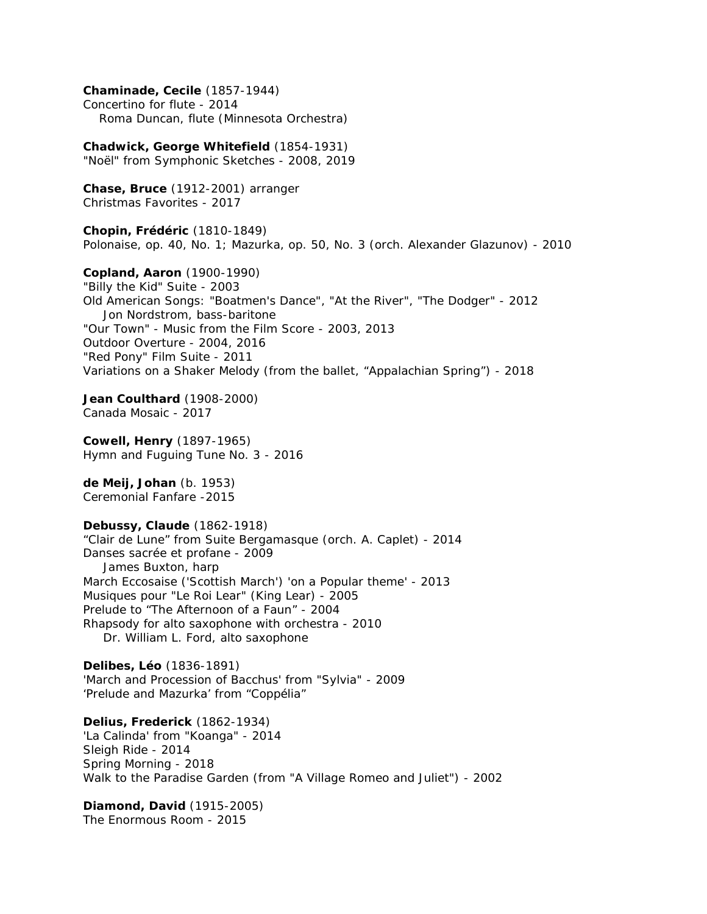**Chaminade, Cecile** (1857-1944)
Concertino for flute - 2014
Roma Duncan, flute (Minnesota Orchestra)

**Chadwick, George Whitefield** (1854-1931)
"Noël" from Symphonic Sketches - 2008, 2019

**Chase, Bruce** (1912-2001) arranger
Christmas Favorites - 2017

**Chopin, Frédéric** (1810-1849)
Polonaise, op. 40, No. 1; Mazurka, op. 50, No. 3 (orch. Alexander Glazunov) - 2010

**Copland, Aaron** (1900-1990)
"Billy the Kid" Suite - 2003
Old American Songs: "Boatmen's Dance", "At the River", "The Dodger" - 2012
Jon Nordstrom, bass-baritone
"Our Town" - Music from the Film Score - 2003, 2013
Outdoor Overture - 2004, 2016
"Red Pony" Film Suite - 2011
Variations on a Shaker Melody (from the ballet, "Appalachian Spring") - 2018

**Jean Coulthard** (1908-2000)
Canada Mosaic - 2017

**Cowell, Henry** (1897-1965)
Hymn and Fuguing Tune No. 3 - 2016

**de Meij, Johan** (b. 1953)
Ceremonial Fanfare -2015

**Debussy, Claude** (1862-1918)
"Clair de Lune" from Suite Bergamasque (orch. A. Caplet) - 2014
Danses sacrée et profane - 2009
James Buxton, harp
March Eccosaise ('Scottish March') 'on a Popular theme' - 2013
Musiques pour "Le Roi Lear" (King Lear) - 2005
Prelude to "The Afternoon of a Faun" - 2004
Rhapsody for alto saxophone with orchestra - 2010
Dr. William L. Ford, alto saxophone

**Delibes, Léo** (1836-1891)
'March and Procession of Bacchus' from "Sylvia" - 2009
'Prelude and Mazurka' from "Coppélia"

**Delius, Frederick** (1862-1934)
'La Calinda' from "Koanga" - 2014
Sleigh Ride - 2014
Spring Morning - 2018
Walk to the Paradise Garden (from "A Village Romeo and Juliet") - 2002

**Diamond, David** (1915-2005)
The Enormous Room - 2015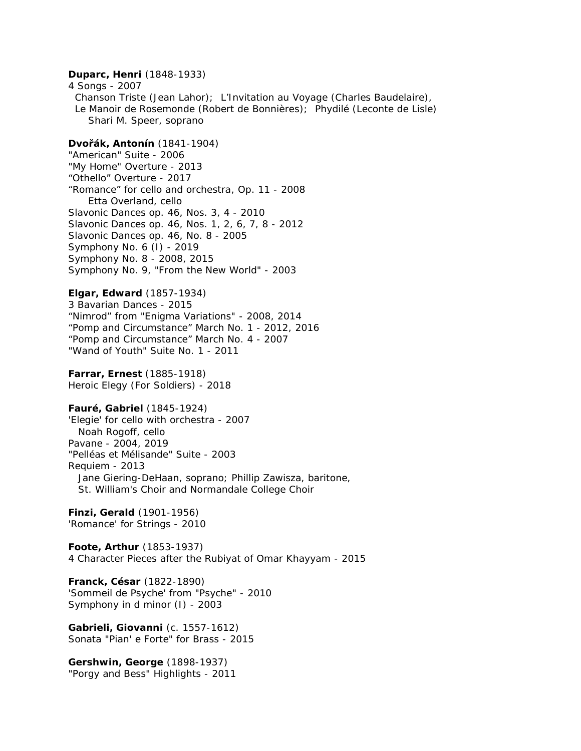**Duparc, Henri** (1848-1933)
4 Songs - 2007
Chanson Triste (Jean Lahor); L'Invitation au Voyage (Charles Baudelaire), Le Manoir de Rosemonde (Robert de Bonnières); Phydilé (Leconte de Lisle)
Shari M. Speer, soprano

**Dvořák, Antonín** (1841-1904)
"American" Suite - 2006
"My Home" Overture - 2013
"Othello" Overture - 2017
"Romance" for cello and orchestra, Op. 11 - 2008
Etta Overland, cello
Slavonic Dances op. 46, Nos. 3, 4 - 2010
Slavonic Dances op. 46, Nos. 1, 2, 6, 7, 8 - 2012
Slavonic Dances op. 46, No. 8 - 2005
Symphony No. 6 (I) - 2019
Symphony No. 8 - 2008, 2015
Symphony No. 9, "From the New World" - 2003

**Elgar, Edward** (1857-1934)
3 Bavarian Dances - 2015
"Nimrod" from "Enigma Variations" - 2008, 2014
"Pomp and Circumstance" March No. 1 - 2012, 2016
"Pomp and Circumstance" March No. 4 - 2007
"Wand of Youth" Suite No. 1 - 2011

**Farrar, Ernest** (1885-1918)
Heroic Elegy (For Soldiers) - 2018

**Fauré, Gabriel** (1845-1924)
'Elegie' for cello with orchestra - 2007
Noah Rogoff, cello
Pavane - 2004, 2019
"Pelléas et Mélisande" Suite - 2003
Requiem - 2013
Jane Giering-DeHaan, soprano; Phillip Zawisza, baritone, St. William's Choir and Normandale College Choir

**Finzi, Gerald** (1901-1956)
'Romance' for Strings - 2010

**Foote, Arthur** (1853-1937)
4 Character Pieces after the Rubiyat of Omar Khayyam - 2015

**Franck, César** (1822-1890)
'Sommeil de Psyche' from "Psyche" - 2010
Symphony in d minor (I) - 2003

**Gabrieli, Giovanni** (c. 1557-1612)
Sonata "Pian' e Forte" for Brass - 2015

**Gershwin, George** (1898-1937)
"Porgy and Bess" Highlights - 2011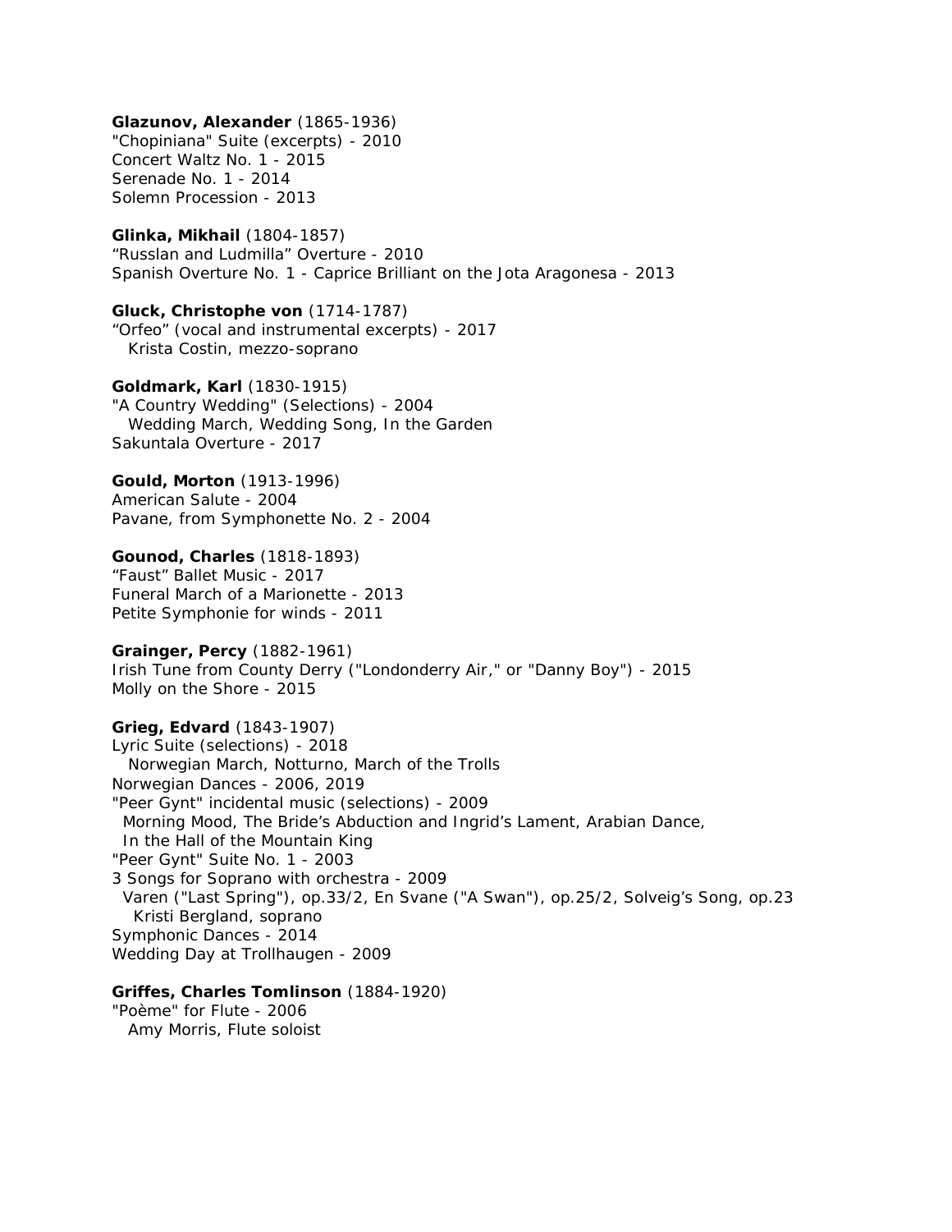**Glazunov, Alexander** (1865-1936)
"Chopiniana" Suite (excerpts) - 2010
Concert Waltz No. 1 - 2015
Serenade No. 1 - 2014
Solemn Procession - 2013

**Glinka, Mikhail** (1804-1857)
“Russlan and Ludmilla” Overture - 2010
Spanish Overture No. 1 - Caprice Brilliant on the Jota Aragonesa - 2013

**Gluck, Christophe von** (1714-1787)
“Orfeo” (vocal and instrumental excerpts) - 2017
Krista Costin, mezzo-soprano

**Goldmark, Karl** (1830-1915)
"A Country Wedding" (Selections) - 2004
Wedding March, Wedding Song, In the Garden
Sakuntala Overture - 2017

**Gould, Morton** (1913-1996)
American Salute - 2004
Pavane, from Symphonette No. 2 - 2004

**Gounod, Charles** (1818-1893)
“Faust” Ballet Music - 2017
Funeral March of a Marionette - 2013
Petite Symphonie for winds - 2011

**Grainger, Percy** (1882-1961)
Irish Tune from County Derry ("Londonderry Air," or "Danny Boy") - 2015
Molly on the Shore - 2015

**Grieg, Edvard** (1843-1907)
Lyric Suite (selections) - 2018
Norwegian March, Notturno, March of the Trolls
Norwegian Dances - 2006, 2019
"Peer Gynt" incidental music (selections) - 2009
Morning Mood, The Bride’s Abduction and Ingrid’s Lament, Arabian Dance,
In the Hall of the Mountain King
"Peer Gynt" Suite No. 1 - 2003
3 Songs for Soprano with orchestra - 2009
Varen ("Last Spring"), op.33/2, En Svane ("A Swan"), op.25/2, Solveig’s Song, op.23
Kristi Bergland, soprano
Symphonic Dances - 2014
Wedding Day at Trollhaugen - 2009

**Griffes, Charles Tomlinson** (1884-1920)
"Poème" for Flute - 2006
Amy Morris, Flute soloist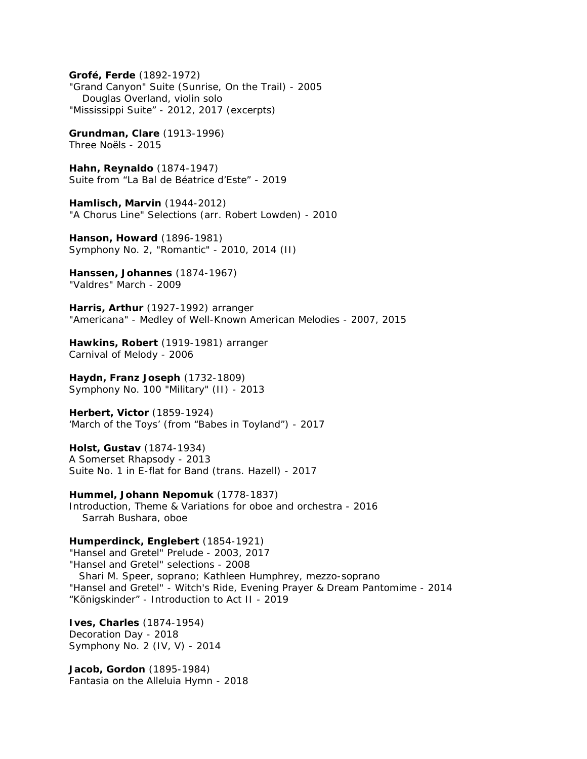**Grofé, Ferde** (1892-1972)
"Grand Canyon" Suite (Sunrise, On the Trail) - 2005
Douglas Overland, violin solo
"Mississippi Suite" - 2012, 2017 (excerpts)

**Grundman, Clare** (1913-1996)
Three Noëls - 2015

**Hahn, Reynaldo** (1874-1947)
Suite from "La Bal de Béatrice d'Este" - 2019

**Hamlisch, Marvin** (1944-2012)
"A Chorus Line" Selections (arr. Robert Lowden) - 2010

**Hanson, Howard** (1896-1981)
Symphony No. 2, "Romantic" - 2010, 2014 (II)

**Hanssen, Johannes** (1874-1967)
"Valdres" March - 2009

**Harris, Arthur** (1927-1992) arranger
"Americana" - Medley of Well-Known American Melodies - 2007, 2015

**Hawkins, Robert** (1919-1981) arranger
Carnival of Melody - 2006

**Haydn, Franz Joseph** (1732-1809)
Symphony No. 100 "Military" (II) - 2013

**Herbert, Victor** (1859-1924)
'March of the Toys' (from "Babes in Toyland") - 2017

**Holst, Gustav** (1874-1934)
A Somerset Rhapsody - 2013
Suite No. 1 in E-flat for Band (trans. Hazell) - 2017

**Hummel, Johann Nepomuk** (1778-1837)
Introduction, Theme & Variations for oboe and orchestra - 2016
Sarrah Bushara, oboe

**Humperdinck, Englebert** (1854-1921)
"Hansel and Gretel" Prelude - 2003, 2017
"Hansel and Gretel" selections - 2008
Shari M. Speer, soprano; Kathleen Humphrey, mezzo-soprano
"Hansel and Gretel" - Witch's Ride, Evening Prayer & Dream Pantomime - 2014
"Königskinder" - Introduction to Act II - 2019

**Ives, Charles** (1874-1954)
Decoration Day - 2018
Symphony No. 2 (IV, V) - 2014

**Jacob, Gordon** (1895-1984)
Fantasia on the Alleluia Hymn - 2018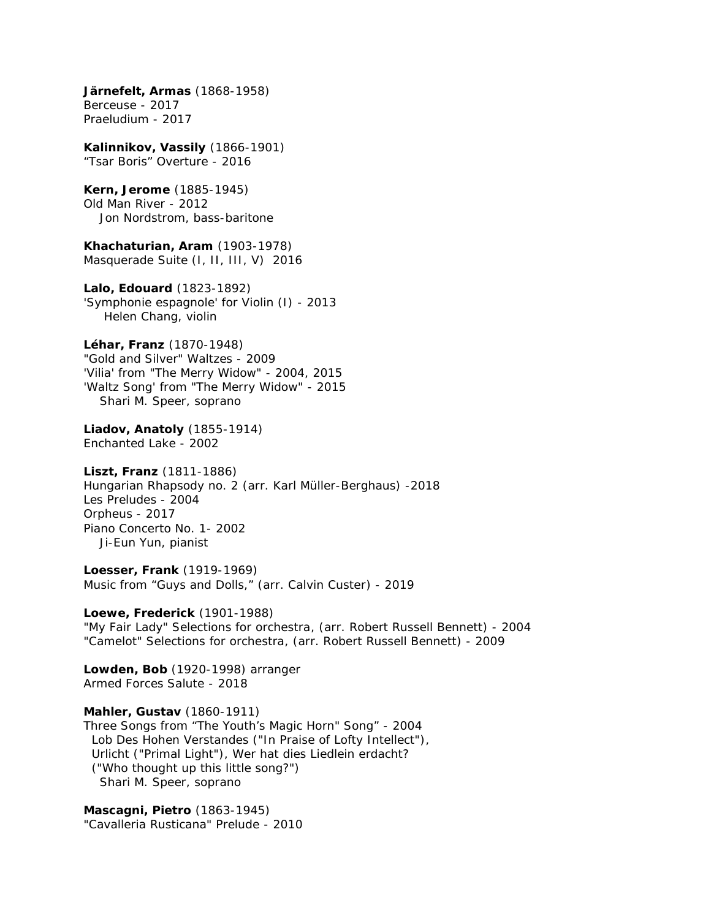**Järnefelt, Armas** (1868-1958)
Berceuse - 2017
Praeludium - 2017

**Kalinnikov, Vassily** (1866-1901)
“Tsar Boris” Overture - 2016

**Kern, Jerome** (1885-1945)
Old Man River - 2012
Jon Nordstrom, bass-baritone

**Khachaturian, Aram** (1903-1978)
Masquerade Suite (I, II, III, V) 2016

**Lalo, Edouard** (1823-1892)
'Symphonie espagnole' for Violin (I) - 2013
Helen Chang, violin

**Léhar, Franz** (1870-1948)
"Gold and Silver" Waltzes - 2009
'Vilia' from "The Merry Widow" - 2004, 2015
'Waltz Song' from "The Merry Widow" - 2015
Shari M. Speer, soprano

**Liadov, Anatoly** (1855-1914)
Enchanted Lake - 2002

**Liszt, Franz** (1811-1886)
Hungarian Rhapsody no. 2 (arr. Karl Müller-Berghaus) -2018
Les Preludes - 2004
Orpheus - 2017
Piano Concerto No. 1- 2002
Ji-Eun Yun, pianist

**Loesser, Frank** (1919-1969)
Music from “Guys and Dolls,” (arr. Calvin Custer) - 2019

**Loewe, Frederick** (1901-1988)
"My Fair Lady" Selections for orchestra, (arr. Robert Russell Bennett) - 2004
"Camelot" Selections for orchestra, (arr. Robert Russell Bennett) - 2009

**Lowden, Bob** (1920-1998) arranger
Armed Forces Salute - 2018

**Mahler, Gustav** (1860-1911)
Three Songs from “The Youth’s Magic Horn" Song” - 2004
Lob Des Hohen Verstandes ("In Praise of Lofty Intellect"),
Urlicht ("Primal Light"), Wer hat dies Liedlein erdacht?
("Who thought up this little song?")
Shari M. Speer, soprano

**Mascagni, Pietro** (1863-1945)
"Cavalleria Rusticana" Prelude - 2010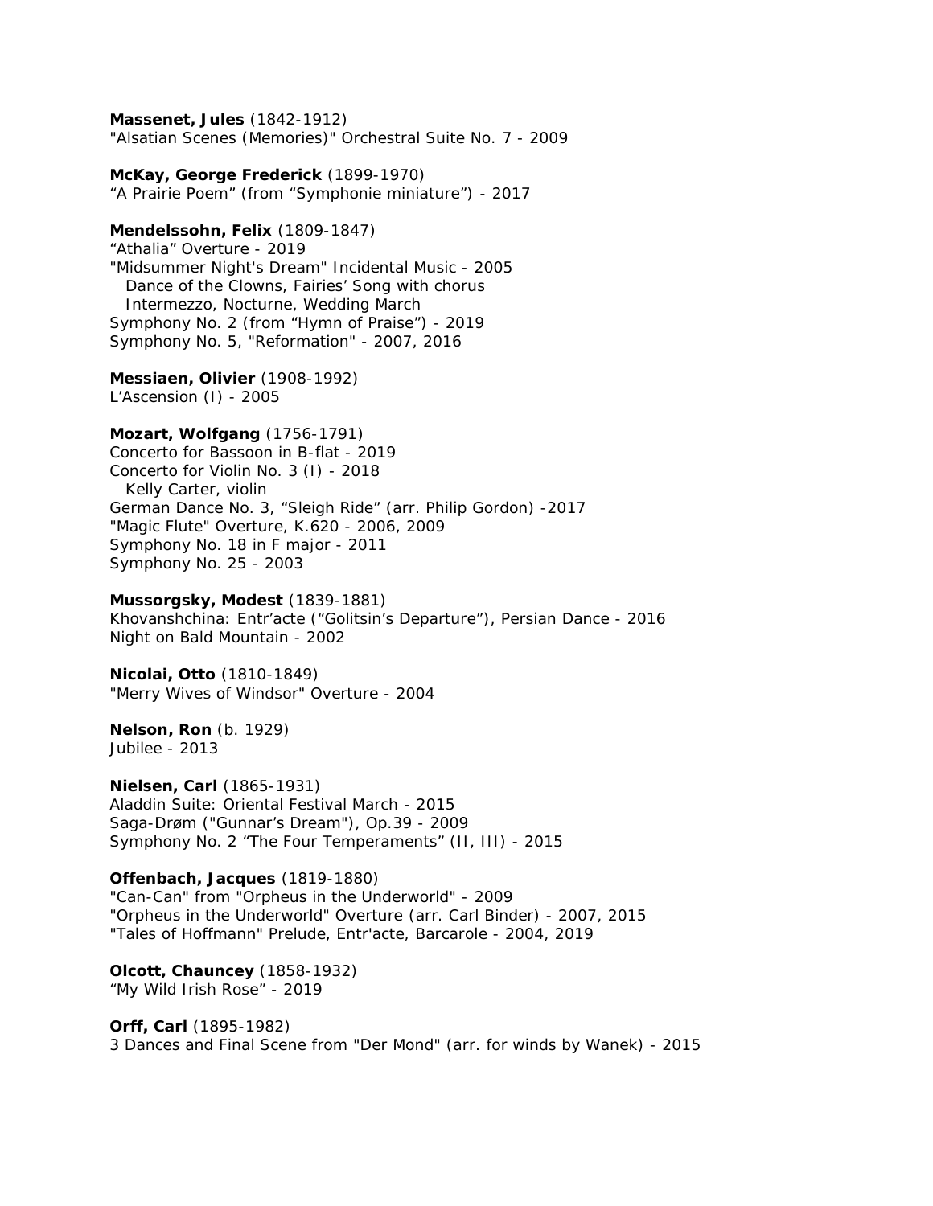**Massenet, Jules** (1842-1912)
"Alsatian Scenes (Memories)" Orchestral Suite No. 7 - 2009

**McKay, George Frederick** (1899-1970)
"A Prairie Poem" (from "Symphonie miniature") - 2017

**Mendelssohn, Felix** (1809-1847)
"Athalia" Overture - 2019
"Midsummer Night's Dream" Incidental Music - 2005
  Dance of the Clowns, Fairies' Song with chorus
  Intermezzo, Nocturne, Wedding March
Symphony No. 2 (from "Hymn of Praise") - 2019
Symphony No. 5, "Reformation" - 2007, 2016

**Messiaen, Olivier** (1908-1992)
L'Ascension (I) - 2005

**Mozart, Wolfgang** (1756-1791)
Concerto for Bassoon in B-flat - 2019
Concerto for Violin No. 3 (I) - 2018
  Kelly Carter, violin
German Dance No. 3, "Sleigh Ride" (arr. Philip Gordon) -2017
"Magic Flute" Overture, K.620 - 2006, 2009
Symphony No. 18 in F major - 2011
Symphony No. 25 - 2003

**Mussorgsky, Modest** (1839-1881)
Khovanshchina: Entr'acte ("Golitsin's Departure"), Persian Dance - 2016
Night on Bald Mountain - 2002

**Nicolai, Otto** (1810-1849)
"Merry Wives of Windsor" Overture - 2004

**Nelson, Ron** (b. 1929)
Jubilee - 2013

**Nielsen, Carl** (1865-1931)
Aladdin Suite: Oriental Festival March - 2015
Saga-Drøm ("Gunnar's Dream"), Op.39 - 2009
Symphony No. 2 "The Four Temperaments" (II, III) - 2015

**Offenbach, Jacques** (1819-1880)
"Can-Can" from "Orpheus in the Underworld" - 2009
"Orpheus in the Underworld" Overture (arr. Carl Binder) - 2007, 2015
"Tales of Hoffmann" Prelude, Entr'acte, Barcarole - 2004, 2019

**Olcott, Chauncey** (1858-1932)
"My Wild Irish Rose" - 2019

**Orff, Carl** (1895-1982)
3 Dances and Final Scene from "Der Mond" (arr. for winds by Wanek) - 2015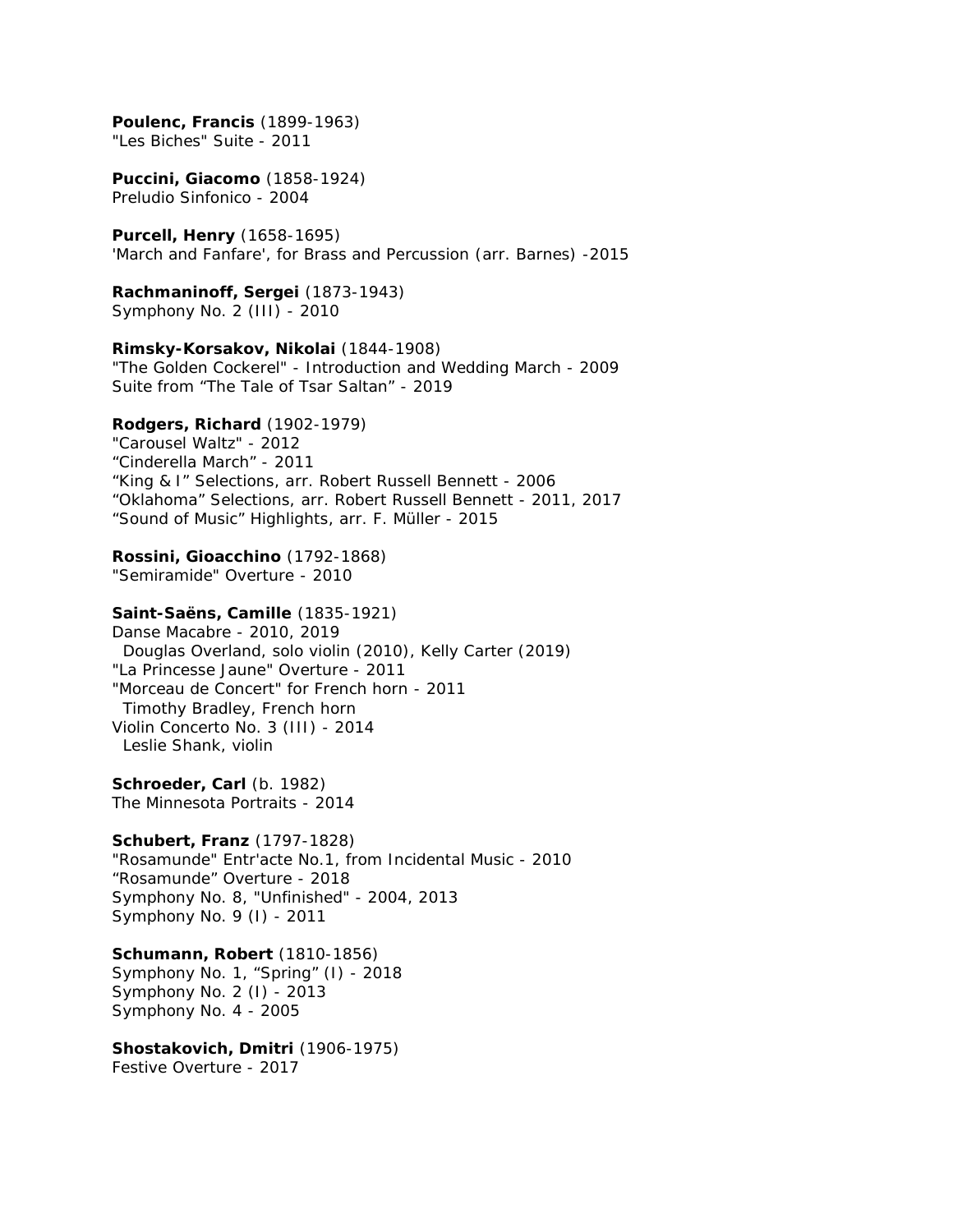**Poulenc, Francis** (1899-1963)
"Les Biches" Suite - 2011

**Puccini, Giacomo** (1858-1924)
Preludio Sinfonico - 2004

**Purcell, Henry** (1658-1695)
'March and Fanfare', for Brass and Percussion (arr. Barnes) -2015

**Rachmaninoff, Sergei** (1873-1943)
Symphony No. 2 (III) - 2010

**Rimsky-Korsakov, Nikolai** (1844-1908)
"The Golden Cockerel" - Introduction and Wedding March - 2009
Suite from "The Tale of Tsar Saltan" - 2019

**Rodgers, Richard** (1902-1979)
"Carousel Waltz" - 2012
"Cinderella March" - 2011
"King & I" Selections, arr. Robert Russell Bennett - 2006
"Oklahoma" Selections, arr. Robert Russell Bennett - 2011, 2017
"Sound of Music" Highlights, arr. F. Müller - 2015

**Rossini, Gioacchino** (1792-1868)
"Semiramide" Overture - 2010

**Saint-Saëns, Camille** (1835-1921)
Danse Macabre - 2010, 2019
  Douglas Overland, solo violin (2010), Kelly Carter (2019)
"La Princesse Jaune" Overture - 2011
"Morceau de Concert" for French horn - 2011
  Timothy Bradley, French horn
Violin Concerto No. 3 (III) - 2014
  Leslie Shank, violin

**Schroeder, Carl** (b. 1982)
The Minnesota Portraits - 2014

**Schubert, Franz** (1797-1828)
"Rosamunde" Entr'acte No.1, from Incidental Music - 2010
"Rosamunde" Overture - 2018
Symphony No. 8, "Unfinished" - 2004, 2013
Symphony No. 9 (I) - 2011

**Schumann, Robert** (1810-1856)
Symphony No. 1, "Spring" (I) - 2018
Symphony No. 2 (I) - 2013
Symphony No. 4 - 2005

**Shostakovich, Dmitri** (1906-1975)
Festive Overture - 2017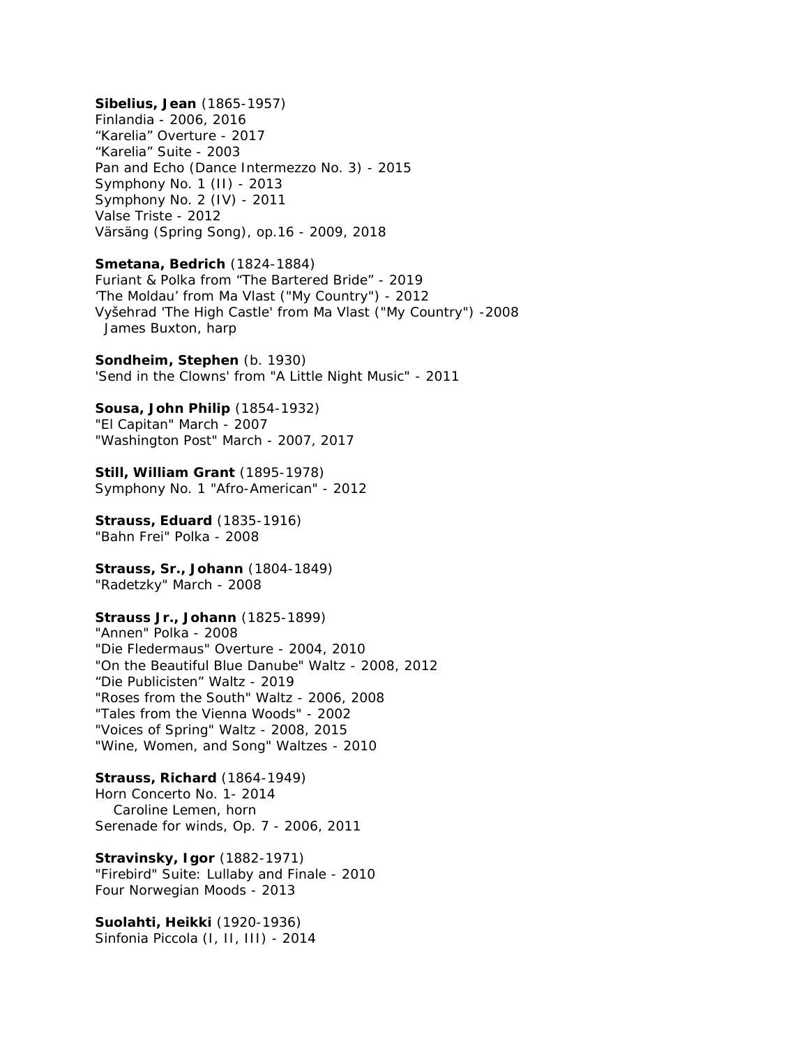**Sibelius, Jean** (1865-1957)
Finlandia - 2006, 2016
“Karelia” Overture - 2017
“Karelia” Suite - 2003
Pan and Echo (Dance Intermezzo No. 3) - 2015
Symphony No. 1 (II) - 2013
Symphony No. 2 (IV) - 2011
Valse Triste - 2012
Värsäng (Spring Song), op.16 - 2009, 2018

**Smetana, Bedrich** (1824-1884)
Furiant & Polka from “The Bartered Bride” - 2019
‘The Moldau’ from Ma Vlast ("My Country") - 2012
Vyšehrad 'The High Castle' from Ma Vlast ("My Country") -2008
James Buxton, harp

**Sondheim, Stephen** (b. 1930)
'Send in the Clowns' from "A Little Night Music" - 2011

**Sousa, John Philip** (1854-1932)
"El Capitan" March - 2007
"Washington Post" March - 2007, 2017

**Still, William Grant** (1895-1978)
Symphony No. 1 "Afro-American" - 2012

**Strauss, Eduard** (1835-1916)
"Bahn Frei" Polka - 2008

**Strauss, Sr., Johann** (1804-1849)
"Radetzky" March - 2008

**Strauss Jr., Johann** (1825-1899)
"Annen" Polka - 2008
"Die Fledermaus" Overture - 2004, 2010
"On the Beautiful Blue Danube" Waltz - 2008, 2012
“Die Publicisten” Waltz - 2019
"Roses from the South" Waltz - 2006, 2008
"Tales from the Vienna Woods" - 2002
"Voices of Spring" Waltz - 2008, 2015
"Wine, Women, and Song" Waltzes - 2010

**Strauss, Richard** (1864-1949)
Horn Concerto No. 1- 2014
Caroline Lemen, horn
Serenade for winds, Op. 7 - 2006, 2011

**Stravinsky, Igor** (1882-1971)
"Firebird" Suite: Lullaby and Finale - 2010
Four Norwegian Moods - 2013

**Suolahti, Heikki** (1920-1936)
Sinfonia Piccola (I, II, III) - 2014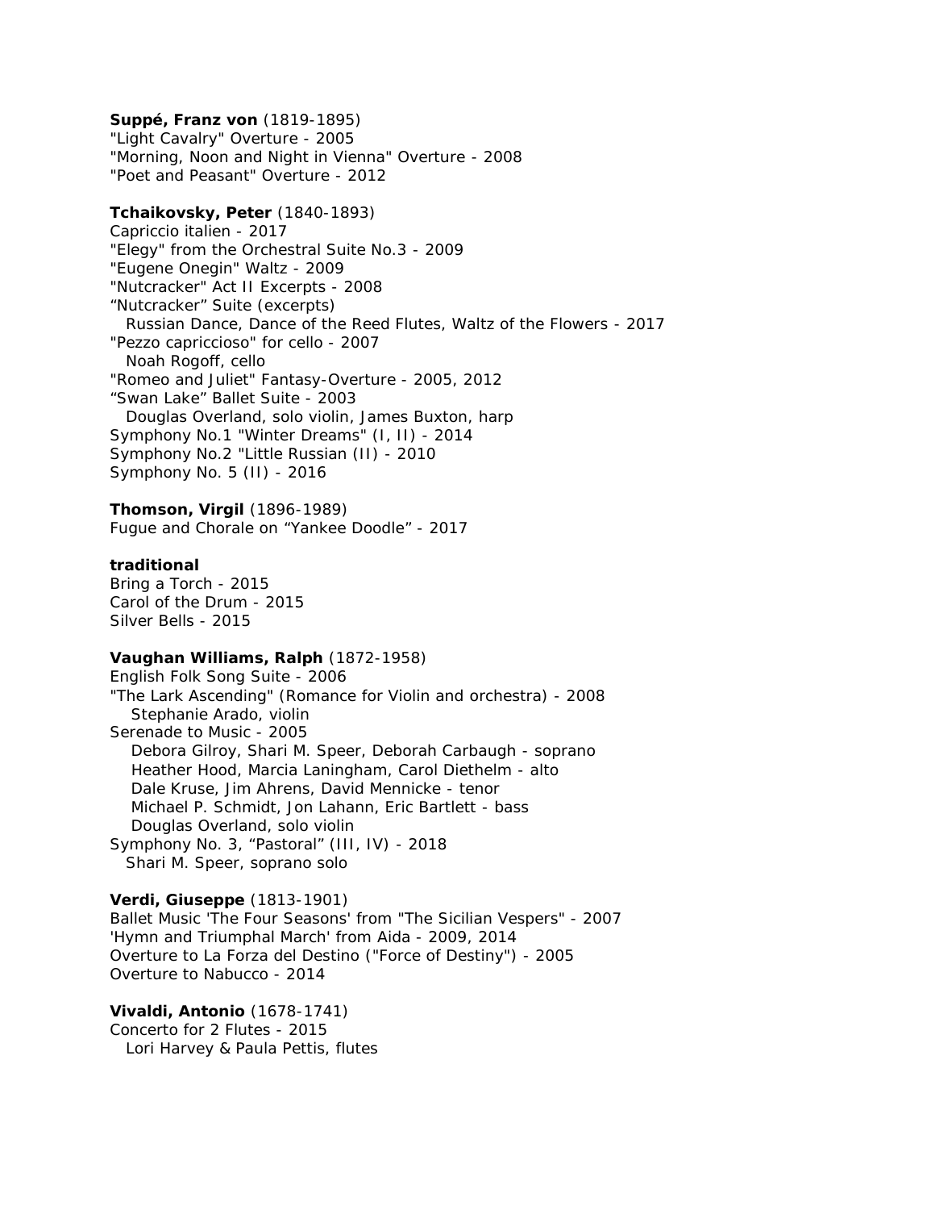**Suppé, Franz von** (1819-1895)
"Light Cavalry" Overture - 2005
"Morning, Noon and Night in Vienna" Overture - 2008
"Poet and Peasant" Overture - 2012

**Tchaikovsky, Peter** (1840-1893)
Capriccio italien - 2017
"Elegy" from the Orchestral Suite No.3 - 2009
"Eugene Onegin" Waltz - 2009
"Nutcracker" Act II Excerpts - 2008
“Nutcracker” Suite (excerpts)
  Russian Dance, Dance of the Reed Flutes, Waltz of the Flowers - 2017
"Pezzo capriccioso" for cello - 2007
  Noah Rogoff, cello
"Romeo and Juliet" Fantasy-Overture - 2005, 2012
“Swan Lake” Ballet Suite - 2003
  Douglas Overland, solo violin, James Buxton, harp
Symphony No.1 "Winter Dreams" (I, II) - 2014
Symphony No.2 "Little Russian (II) - 2010
Symphony No. 5 (II) - 2016

**Thomson, Virgil** (1896-1989)
Fugue and Chorale on “Yankee Doodle” - 2017

**traditional**
Bring a Torch - 2015
Carol of the Drum - 2015
Silver Bells - 2015

**Vaughan Williams, Ralph** (1872-1958)
English Folk Song Suite - 2006
"The Lark Ascending" (Romance for Violin and orchestra) - 2008
  Stephanie Arado, violin
Serenade to Music - 2005
  Debora Gilroy, Shari M. Speer, Deborah Carbaugh - soprano
  Heather Hood, Marcia Laningham, Carol Diethelm - alto
  Dale Kruse, Jim Ahrens, David Mennicke - tenor
  Michael P. Schmidt, Jon Lahann, Eric Bartlett - bass
  Douglas Overland, solo violin
Symphony No. 3, “Pastoral” (III, IV) - 2018
  Shari M. Speer, soprano solo

**Verdi, Giuseppe** (1813-1901)
Ballet Music 'The Four Seasons' from "The Sicilian Vespers" - 2007
'Hymn and Triumphal March' from Aida - 2009, 2014
Overture to La Forza del Destino ("Force of Destiny") - 2005
Overture to Nabucco - 2014

**Vivaldi, Antonio** (1678-1741)
Concerto for 2 Flutes - 2015
  Lori Harvey & Paula Pettis, flutes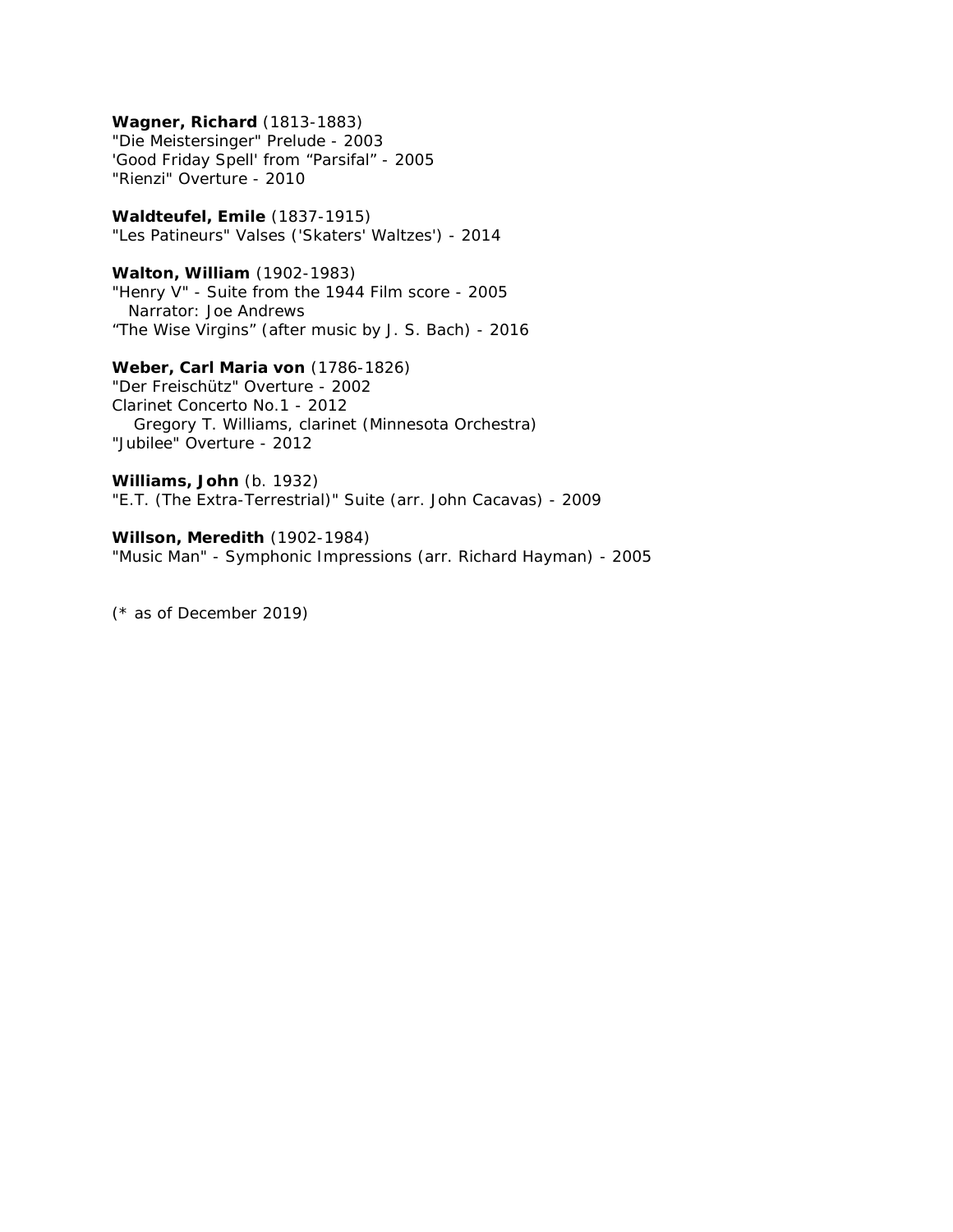**Wagner, Richard** (1813-1883)
"Die Meistersinger" Prelude - 2003
'Good Friday Spell' from "Parsifal" - 2005
"Rienzi" Overture - 2010

**Waldteufel, Emile** (1837-1915)
"Les Patineurs" Valses ('Skaters' Waltzes') - 2014

**Walton, William** (1902-1983)
"Henry V" - Suite from the 1944 Film score - 2005
Narrator: Joe Andrews
"The Wise Virgins" (after music by J. S. Bach) - 2016

**Weber, Carl Maria von** (1786-1826)
"Der Freischütz" Overture - 2002
Clarinet Concerto No.1 - 2012
Gregory T. Williams, clarinet (Minnesota Orchestra)
"Jubilee" Overture - 2012

**Williams, John** (b. 1932)
"E.T. (The Extra-Terrestrial)" Suite (arr. John Cacavas) - 2009

**Willson, Meredith** (1902-1984)
"Music Man" - Symphonic Impressions (arr. Richard Hayman) - 2005

(* as of December 2019)